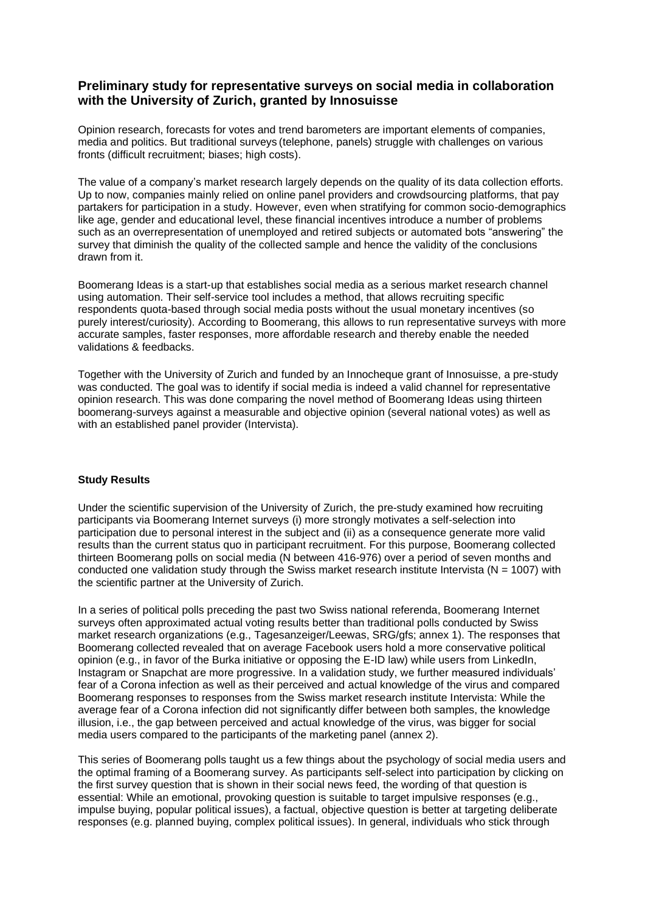## Preliminary study for representative surveys on social media in collaboration with the University of Zurich, granted by Innosuisse

Opinion research, forecasts for votes and trend barometers are important elements of companies, media and politics. But traditional surveys (telephone, panels) struggle with challenges on various fronts (difficult recruitment; biases; high costs).

The value of a company's market research largely depends on the quality of its data collection efforts. Up to now, companies mainly relied on online panel providers and crowdsourcing platforms, that pay partakers for participation in a study. However, even when stratifying for common socio-demographics like age, gender and educational level, these financial incentives introduce a number of problems such as an overrepresentation of unemployed and retired subjects or automated bots "answering" the survey that diminish the quality of the collected sample and hence the validity of the conclusions drawn from it.

Boomerang Ideas is a start-up that establishes social media as a serious market research channel using automation. Their self-service tool includes a method, that allows recruiting specific respondents quota-based through social media posts without the usual monetary incentives (so purely interest/curiosity). According to Boomerang, this allows to run representative surveys with more accurate samples, faster responses, more affordable research and thereby enable the needed validations & feedbacks.

Together with the University of Zurich and funded by an Innocheque grant of Innosuisse, a pre-study was conducted. The goal was to identify if social media is indeed a valid channel for representative opinion research. This was done comparing the novel method of Boomerang Ideas using thirteen boomerang-surveys against a measurable and objective opinion (several national votes) as well as with an established panel provider (Intervista).

**Study Results**

Under the scientific supervision of the University of Zurich, the pre-study examined how recruiting participants via Boomerang Internet surveys (i) more strongly motivates a self-selection into participation due to personal interest in the subject and (ii) as a consequence generate more valid results than the current status quo in participant recruitment. For this purpose, Boomerang collected thirteen Boomerang polls on social media (N between 416-976) over a period of seven months and conducted one validation study through the Swiss market research institute Intervista (N = 1007) with the scientific partner at the University of Zurich.

In a series of political polls preceding the past two Swiss national referenda, Boomerang Internet surveys often approximated actual voting results better than traditional polls conducted by Swiss market research organizations (e.g., Tagesanzeiger/Leewas, SRG/gfs; annex 1). The responses that Boomerang collected revealed that on average Facebook users hold a more conservative political opinion (e.g., in favor of the Burka initiative or opposing the E-ID law) while users from LinkedIn, Instagram or Snapchat are more progressive. In a validation study, we further measured individuals' fear of a Corona infection as well as their perceived and actual knowledge of the virus and compared Boomerang responses to responses from the Swiss market research institute Intervista: While the average fear of a Corona infection did not significantly differ between both samples, the knowledge illusion, i.e., the gap between perceived and actual knowledge of the virus, was bigger for social media users compared to the participants of the marketing panel (annex 2).

This series of Boomerang polls taught us a few things about the psychology of social media users and the optimal framing of a Boomerang survey. As participants self-select into participation by clicking on the first survey question that is shown in their social news feed, the wording of that question is essential: While an emotional, provoking question is suitable to target impulsive responses (e.g., impulse buying, popular political issues), a factual, objective question is better at targeting deliberate responses (e.g. planned buying, complex political issues). In general, individuals who stick through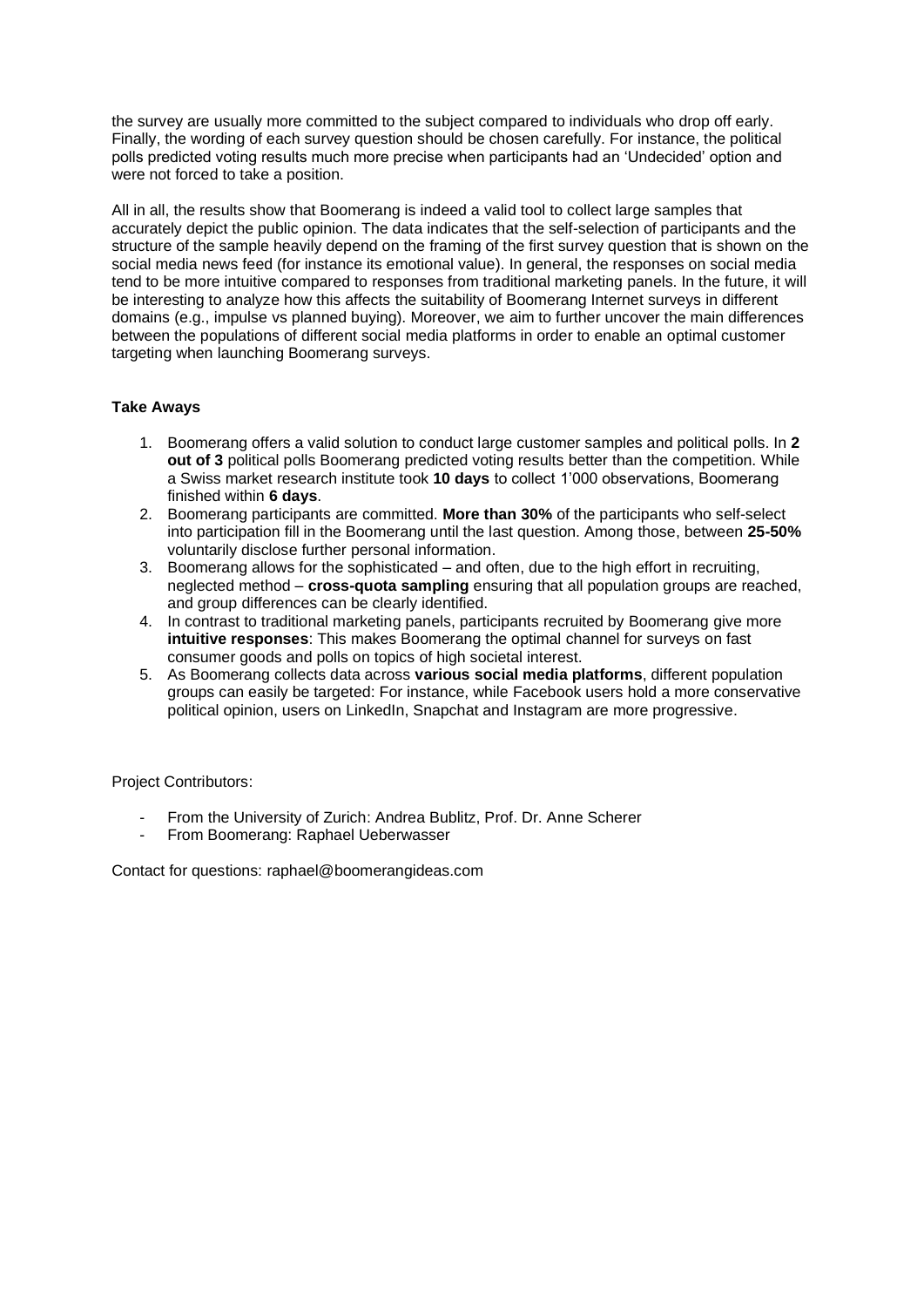the survey are usually more committed to the subject compared to individuals who drop off early. Finally, the wording of each survey question should be chosen carefully. For instance, the political polls predicted voting results much more precise when participants had an 'Undecided' option and were not forced to take a position.

All in all, the results show that Boomerang is indeed a valid tool to collect large samples that accurately depict the public opinion. The data indicates that the self-selection of participants and the structure of the sample heavily depend on the framing of the first survey question that is shown on the social media news feed (for instance its emotional value). In general, the responses on social media tend to be more intuitive compared to responses from traditional marketing panels. In the future, it will be interesting to analyze how this affects the suitability of Boomerang Internet surveys in different domains (e.g., impulse vs planned buying). Moreover, we aim to further uncover the main differences between the populations of different social media platforms in order to enable an optimal customer targeting when launching Boomerang surveys.

**Take Aways**

1. Boomerang offers a valid solution to conduct large customer samples and political polls. In **2 out of 3** political polls Boomerang predicted voting results better than the competition. While a Swiss market research institute took **10 days** to collect 1'000 observations, Boomerang finished within **6 days**.
2. Boomerang participants are committed. **More than 30%** of the participants who self-select into participation fill in the Boomerang until the last question. Among those, between **25-50%** voluntarily disclose further personal information.
3. Boomerang allows for the sophisticated – and often, due to the high effort in recruiting, neglected method – **cross-quota sampling** ensuring that all population groups are reached, and group differences can be clearly identified.
4. In contrast to traditional marketing panels, participants recruited by Boomerang give more **intuitive responses**: This makes Boomerang the optimal channel for surveys on fast consumer goods and polls on topics of high societal interest.
5. As Boomerang collects data across **various social media platforms**, different population groups can easily be targeted: For instance, while Facebook users hold a more conservative political opinion, users on LinkedIn, Snapchat and Instagram are more progressive.

Project Contributors:

- From the University of Zurich: Andrea Bublitz, Prof. Dr. Anne Scherer
- From Boomerang: Raphael Ueberwasser

Contact for questions: raphael@boomerangideas.com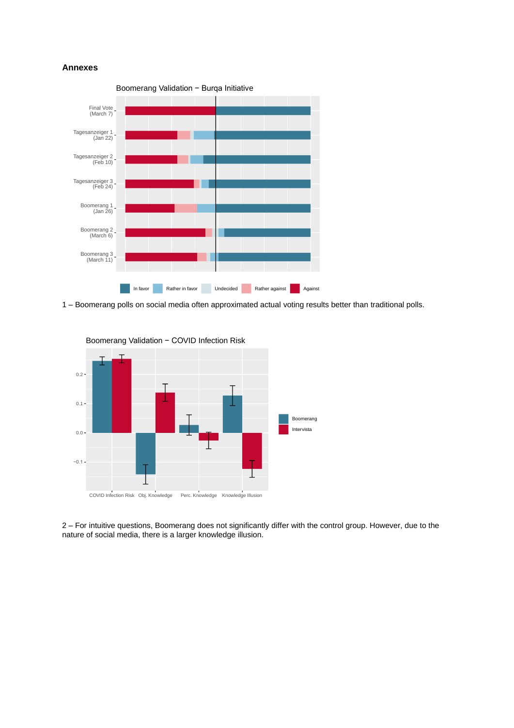**Annexes**

Boomerang Validation − Burqa Initiative

Final Vote (March 7)
Tagesanzeiger 1 (Jan 22)
Tagesanzeiger 2 (Feb 10)
Tagesanzeiger 3 (Feb 24)
Boomerang 1 (Jan 26)
Boomerang 2 (March 6)
Boomerang 3 (March 11)

In favor
Rather in favor
Undecided
Rather against
Against

1 – Boomerang polls on social media often approximated actual voting results better than traditional polls.

Boomerang Validation − COVID Infection Risk

0.2
0.1
0.0
−0.1

COVID Infection Risk
Obj. Knowledge
Perc. Knowledge
Knowledge Illusion

Boomerang
Intervista

2 – For intuitive questions, Boomerang does not significantly differ with the control group. However, due to the nature of social media, there is a larger knowledge illusion.